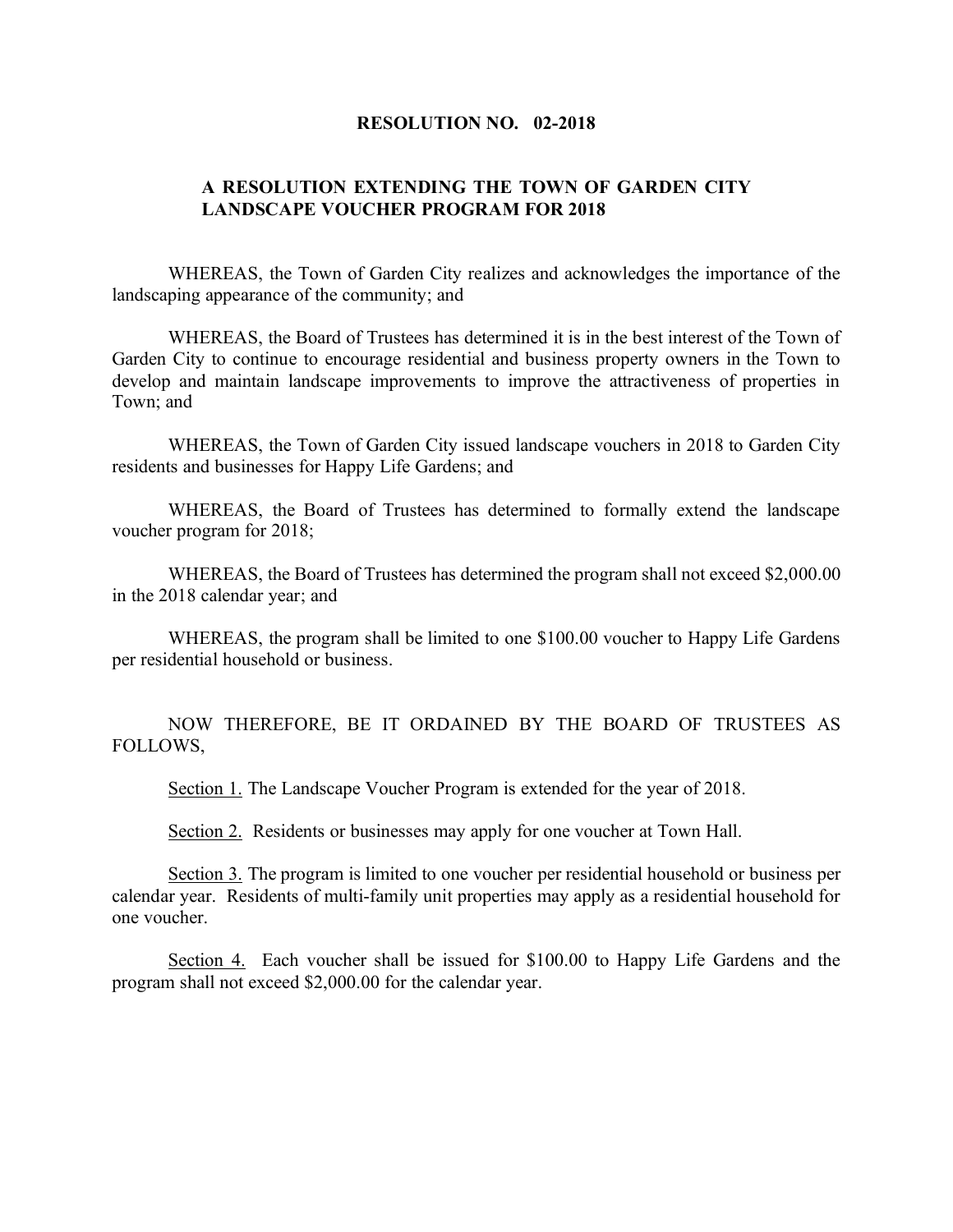# RESOLUTION NO. 02-2018

## A RESOLUTION EXTENDING THE TOWN OF GARDEN CITY LANDSCAPE VOUCHER PROGRAM FOR 2018

WHEREAS, the Town of Garden City realizes and acknowledges the importance of the landscaping appearance of the community; and

WHEREAS, the Board of Trustees has determined it is in the best interest of the Town of Garden City to continue to encourage residential and business property owners in the Town to develop and maintain landscape improvements to improve the attractiveness of properties in Town; and

WHEREAS, the Town of Garden City issued landscape vouchers in 2018 to Garden City residents and businesses for Happy Life Gardens; and

WHEREAS, the Board of Trustees has determined to formally extend the landscape voucher program for 2018;

WHEREAS, the Board of Trustees has determined the program shall not exceed $2,000.00 in the 2018 calendar year; and

WHEREAS, the program shall be limited to one $100.00 voucher to Happy Life Gardens per residential household or business.

NOW THEREFORE, BE IT ORDAINED BY THE BOARD OF TRUSTEES AS FOLLOWS,

Section 1. The Landscape Voucher Program is extended for the year of 2018.

Section 2. Residents or businesses may apply for one voucher at Town Hall.

Section 3. The program is limited to one voucher per residential household or business per calendar year. Residents of multi-family unit properties may apply as a residential household for one voucher.

Section 4. Each voucher shall be issued for $100.00 to Happy Life Gardens and the program shall not exceed $2,000.00 for the calendar year.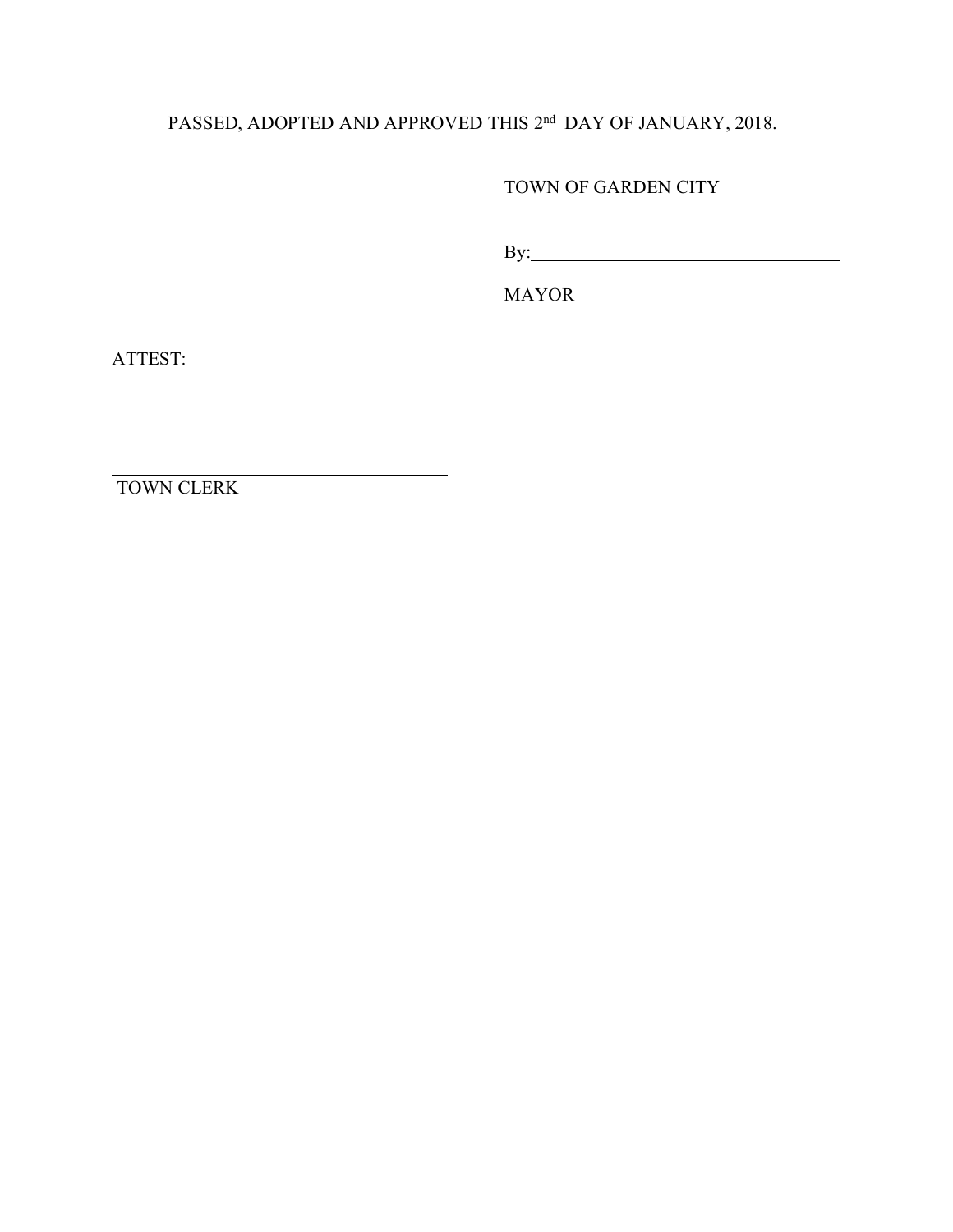PASSED, ADOPTED AND APPROVED THIS 2nd DAY OF JANUARY, 2018.

TOWN OF GARDEN CITY

By:\_\_\_\_\_\_\_\_\_\_\_\_\_\_\_\_\_\_\_\_\_\_\_\_\_\_\_\_\_\_\_\_

MAYOR

ATTEST:

\_\_\_\_\_\_\_\_\_\_\_\_\_\_\_\_\_\_\_\_\_\_\_\_\_\_\_\_\_\_\_\_

TOWN CLERK